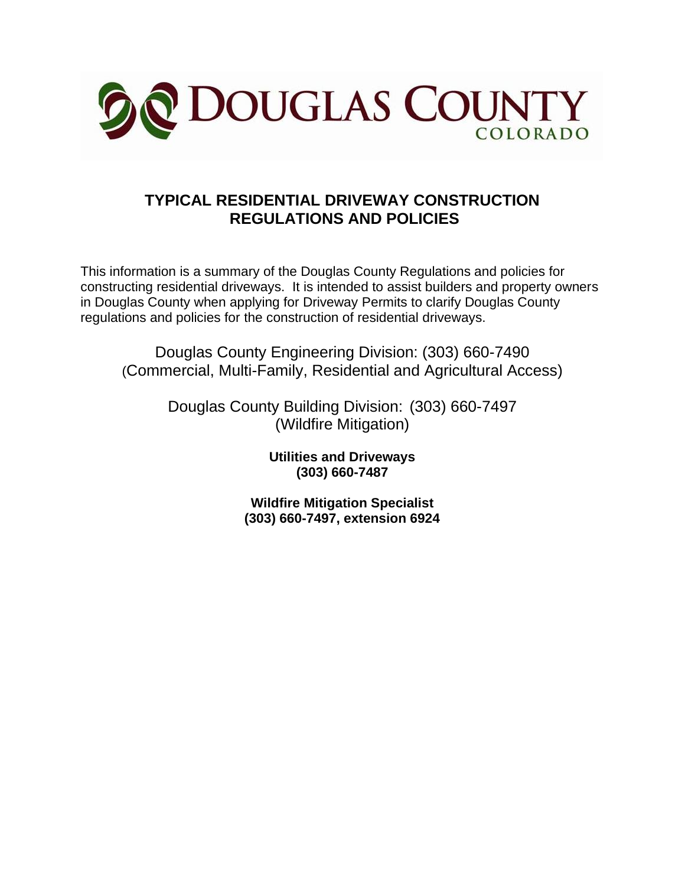# DOUGLAS COUNTY
COLORADO

## TYPICAL RESIDENTIAL DRIVEWAY CONSTRUCTION REGULATIONS AND POLICIES

This information is a summary of the Douglas County Regulations and policies for constructing residential driveways. It is intended to assist builders and property owners in Douglas County when applying for Driveway Permits to clarify Douglas County regulations and policies for the construction of residential driveways.

Douglas County Engineering Division: (303) 660-7490
(Commercial, Multi-Family, Residential and Agricultural Access)

Douglas County Building Division: (303) 660-7497
(Wildfire Mitigation)

**Utilities and Driveways**
**(303) 660-7487**

**Wildfire Mitigation Specialist**
**(303) 660-7497, extension 6924**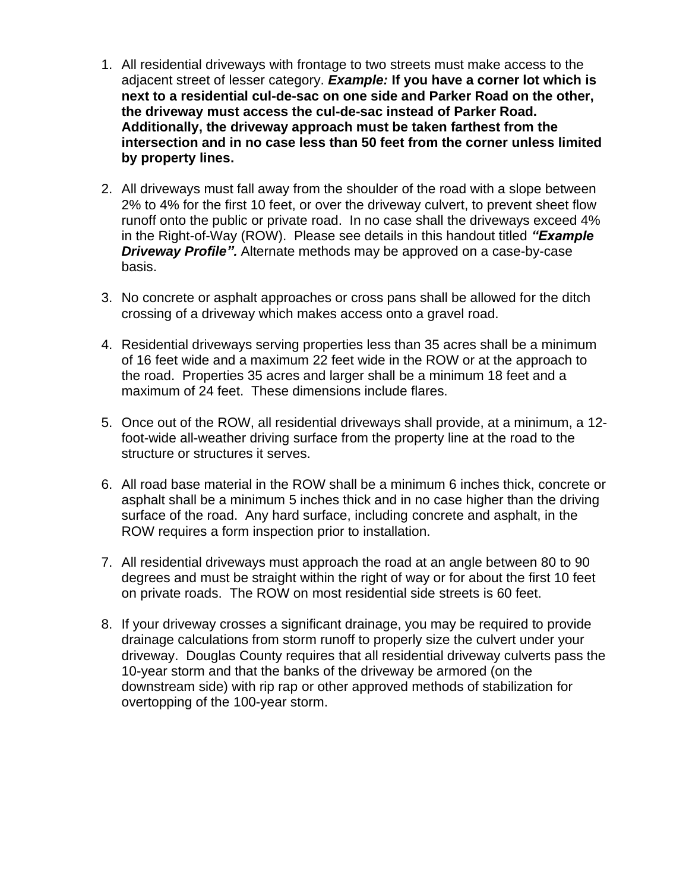1. All residential driveways with frontage to two streets must make access to the adjacent street of lesser category. ***Example:*** **If you have a corner lot which is next to a residential cul-de-sac on one side and Parker Road on the other, the driveway must access the cul-de-sac instead of Parker Road. Additionally, the driveway approach must be taken farthest from the intersection and in no case less than 50 feet from the corner unless limited by property lines.**

2. All driveways must fall away from the shoulder of the road with a slope between 2% to 4% for the first 10 feet, or over the driveway culvert, to prevent sheet flow runoff onto the public or private road. In no case shall the driveways exceed 4% in the Right-of-Way (ROW). Please see details in this handout titled ***"Example Driveway Profile".*** Alternate methods may be approved on a case-by-case basis.

3. No concrete or asphalt approaches or cross pans shall be allowed for the ditch crossing of a driveway which makes access onto a gravel road.

4. Residential driveways serving properties less than 35 acres shall be a minimum of 16 feet wide and a maximum 22 feet wide in the ROW or at the approach to the road. Properties 35 acres and larger shall be a minimum 18 feet and a maximum of 24 feet. These dimensions include flares.

5. Once out of the ROW, all residential driveways shall provide, at a minimum, a 12-foot-wide all-weather driving surface from the property line at the road to the structure or structures it serves.

6. All road base material in the ROW shall be a minimum 6 inches thick, concrete or asphalt shall be a minimum 5 inches thick and in no case higher than the driving surface of the road. Any hard surface, including concrete and asphalt, in the ROW requires a form inspection prior to installation.

7. All residential driveways must approach the road at an angle between 80 to 90 degrees and must be straight within the right of way or for about the first 10 feet on private roads. The ROW on most residential side streets is 60 feet.

8. If your driveway crosses a significant drainage, you may be required to provide drainage calculations from storm runoff to properly size the culvert under your driveway. Douglas County requires that all residential driveway culverts pass the 10-year storm and that the banks of the driveway be armored (on the downstream side) with rip rap or other approved methods of stabilization for overtopping of the 100-year storm.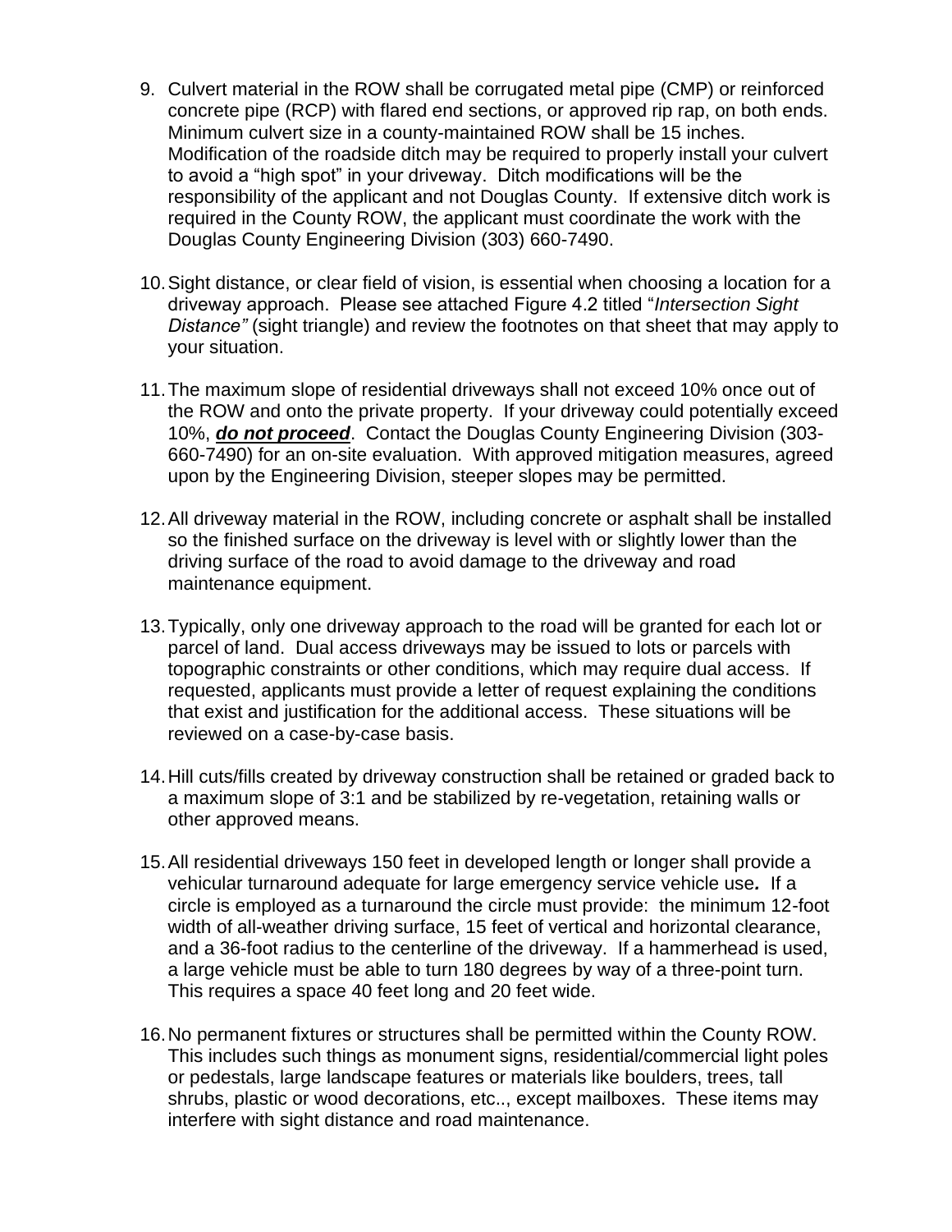9. Culvert material in the ROW shall be corrugated metal pipe (CMP) or reinforced concrete pipe (RCP) with flared end sections, or approved rip rap, on both ends. Minimum culvert size in a county-maintained ROW shall be 15 inches. Modification of the roadside ditch may be required to properly install your culvert to avoid a "high spot" in your driveway. Ditch modifications will be the responsibility of the applicant and not Douglas County. If extensive ditch work is required in the County ROW, the applicant must coordinate the work with the Douglas County Engineering Division (303) 660-7490.

10. Sight distance, or clear field of vision, is essential when choosing a location for a driveway approach. Please see attached Figure 4.2 titled "*Intersection Sight Distance"* (sight triangle) and review the footnotes on that sheet that may apply to your situation.

11. The maximum slope of residential driveways shall not exceed 10% once out of the ROW and onto the private property. If your driveway could potentially exceed 10%, ***do not proceed***. Contact the Douglas County Engineering Division (303-660-7490) for an on-site evaluation. With approved mitigation measures, agreed upon by the Engineering Division, steeper slopes may be permitted.

12. All driveway material in the ROW, including concrete or asphalt shall be installed so the finished surface on the driveway is level with or slightly lower than the driving surface of the road to avoid damage to the driveway and road maintenance equipment.

13. Typically, only one driveway approach to the road will be granted for each lot or parcel of land. Dual access driveways may be issued to lots or parcels with topographic constraints or other conditions, which may require dual access. If requested, applicants must provide a letter of request explaining the conditions that exist and justification for the additional access. These situations will be reviewed on a case-by-case basis.

14. Hill cuts/fills created by driveway construction shall be retained or graded back to a maximum slope of 3:1 and be stabilized by re-vegetation, retaining walls or other approved means.

15. All residential driveways 150 feet in developed length or longer shall provide a vehicular turnaround adequate for large emergency service vehicle use***.*** If a circle is employed as a turnaround the circle must provide: the minimum 12-foot width of all-weather driving surface, 15 feet of vertical and horizontal clearance, and a 36-foot radius to the centerline of the driveway. If a hammerhead is used, a large vehicle must be able to turn 180 degrees by way of a three-point turn. This requires a space 40 feet long and 20 feet wide.

16. No permanent fixtures or structures shall be permitted within the County ROW. This includes such things as monument signs, residential/commercial light poles or pedestals, large landscape features or materials like boulders, trees, tall shrubs, plastic or wood decorations, etc.., except mailboxes. These items may interfere with sight distance and road maintenance.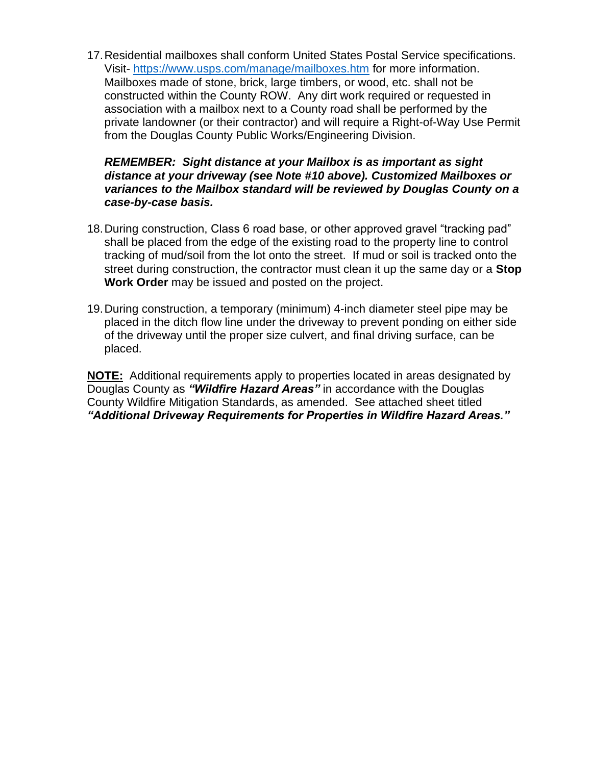17. Residential mailboxes shall conform United States Postal Service specifications. Visit- [https://www.usps.com/manage/mailboxes.htm](https://www.usps.com/manage/mailboxes.htm) for more information. Mailboxes made of stone, brick, large timbers, or wood, etc. shall not be constructed within the County ROW. Any dirt work required or requested in association with a mailbox next to a County road shall be performed by the private landowner (or their contractor) and will require a Right-of-Way Use Permit from the Douglas County Public Works/Engineering Division.

    ***REMEMBER: Sight distance at your Mailbox is as important as sight distance at your driveway (see Note #10 above). Customized Mailboxes or variances to the Mailbox standard will be reviewed by Douglas County on a case-by-case basis.***

18. During construction, Class 6 road base, or other approved gravel "tracking pad" shall be placed from the edge of the existing road to the property line to control tracking of mud/soil from the lot onto the street. If mud or soil is tracked onto the street during construction, the contractor must clean it up the same day or a **Stop Work Order** may be issued and posted on the project.

19. During construction, a temporary (minimum) 4-inch diameter steel pipe may be placed in the ditch flow line under the driveway to prevent ponding on either side of the driveway until the proper size culvert, and final driving surface, can be placed.

**NOTE:** Additional requirements apply to properties located in areas designated by Douglas County as ***"Wildfire Hazard Areas"*** in accordance with the Douglas County Wildfire Mitigation Standards, as amended. See attached sheet titled ***"Additional Driveway Requirements for Properties in Wildfire Hazard Areas."***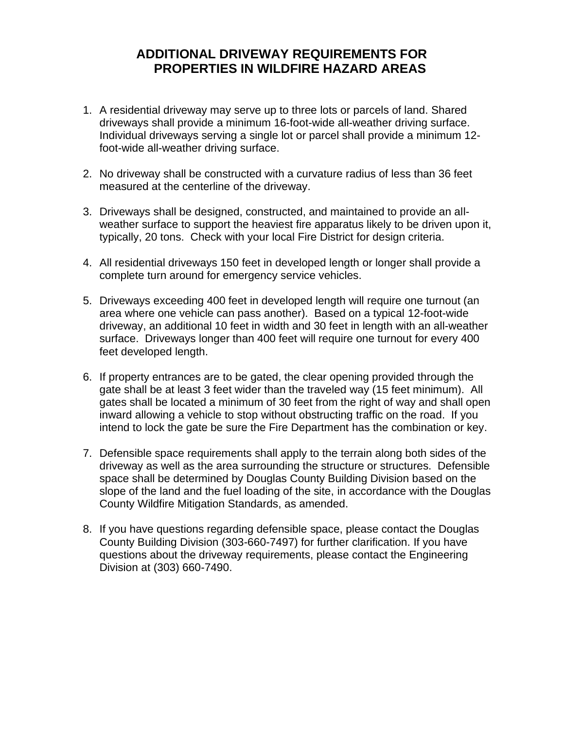# ADDITIONAL DRIVEWAY REQUIREMENTS FOR PROPERTIES IN WILDFIRE HAZARD AREAS

1. A residential driveway may serve up to three lots or parcels of land. Shared driveways shall provide a minimum 16-foot-wide all-weather driving surface. Individual driveways serving a single lot or parcel shall provide a minimum 12-foot-wide all-weather driving surface.

2. No driveway shall be constructed with a curvature radius of less than 36 feet measured at the centerline of the driveway.

3. Driveways shall be designed, constructed, and maintained to provide an all-weather surface to support the heaviest fire apparatus likely to be driven upon it, typically, 20 tons. Check with your local Fire District for design criteria.

4. All residential driveways 150 feet in developed length or longer shall provide a complete turn around for emergency service vehicles.

5. Driveways exceeding 400 feet in developed length will require one turnout (an area where one vehicle can pass another). Based on a typical 12-foot-wide driveway, an additional 10 feet in width and 30 feet in length with an all-weather surface. Driveways longer than 400 feet will require one turnout for every 400 feet developed length.

6. If property entrances are to be gated, the clear opening provided through the gate shall be at least 3 feet wider than the traveled way (15 feet minimum). All gates shall be located a minimum of 30 feet from the right of way and shall open inward allowing a vehicle to stop without obstructing traffic on the road. If you intend to lock the gate be sure the Fire Department has the combination or key.

7. Defensible space requirements shall apply to the terrain along both sides of the driveway as well as the area surrounding the structure or structures. Defensible space shall be determined by Douglas County Building Division based on the slope of the land and the fuel loading of the site, in accordance with the Douglas County Wildfire Mitigation Standards, as amended.

8. If you have questions regarding defensible space, please contact the Douglas County Building Division (303-660-7497) for further clarification. If you have questions about the driveway requirements, please contact the Engineering Division at (303) 660-7490.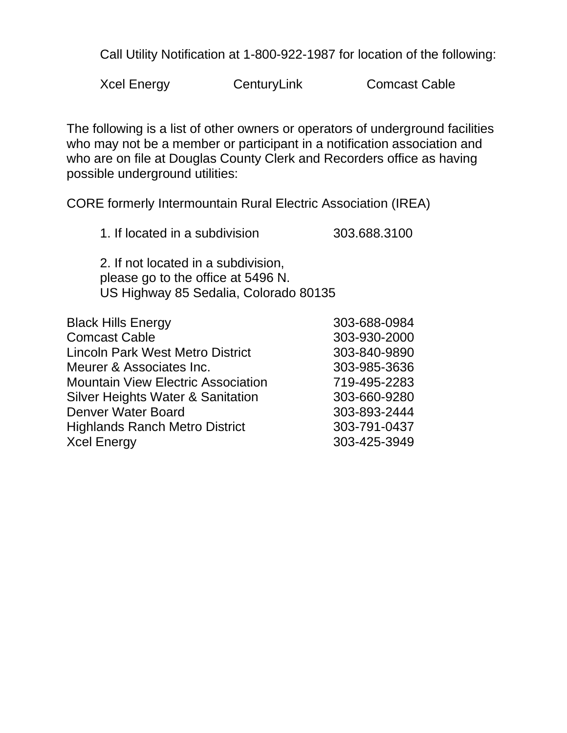Call Utility Notification at 1-800-922-1987 for location of the following:

Xcel Energy CenturyLink Comcast Cable

The following is a list of other owners or operators of underground facilities who may not be a member or participant in a notification association and who are on file at Douglas County Clerk and Recorders office as having possible underground utilities:

CORE formerly Intermountain Rural Electric Association (IREA)

1. If located in a subdivision 303.688.3100

2. If not located in a subdivision, please go to the office at 5496 N. US Highway 85 Sedalia, Colorado 80135

| | |
|---|---|
| Black Hills Energy | 303-688-0984 |
| Comcast Cable | 303-930-2000 |
| Lincoln Park West Metro District | 303-840-9890 |
| Meurer & Associates Inc. | 303-985-3636 |
| Mountain View Electric Association | 719-495-2283 |
| Silver Heights Water & Sanitation | 303-660-9280 |
| Denver Water Board | 303-893-2444 |
| Highlands Ranch Metro District | 303-791-0437 |
| Xcel Energy | 303-425-3949 |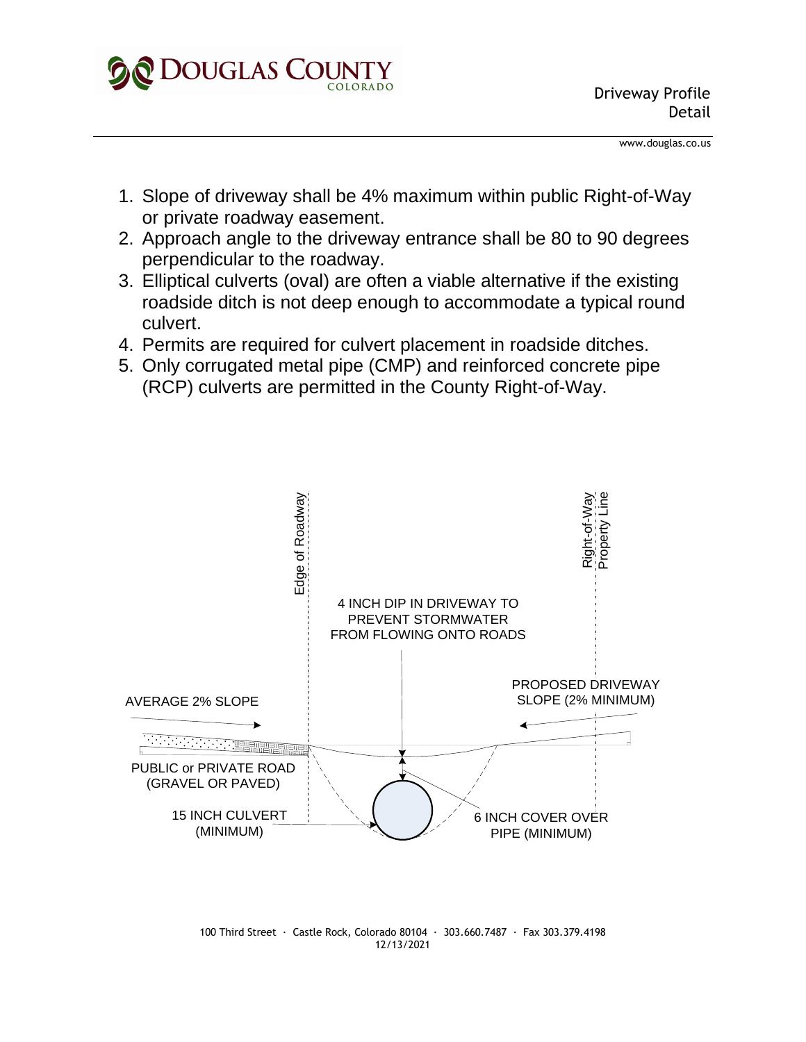# Driveway Profile Detail

1. Slope of driveway shall be 4% maximum within public Right-of-Way or private roadway easement.
2. Approach angle to the driveway entrance shall be 80 to 90 degrees perpendicular to the roadway.
3. Elliptical culverts (oval) are often a viable alternative if the existing roadside ditch is not deep enough to accommodate a typical round culvert.
4. Permits are required for culvert placement in roadside ditches.
5. Only corrugated metal pipe (CMP) and reinforced concrete pipe (RCP) culverts are permitted in the County Right-of-Way.

Edge of Roadway

Right-of-Way
Property Line

4 INCH DIP IN DRIVEWAY TO PREVENT STORMWATER FROM FLOWING ONTO ROADS

AVERAGE 2% SLOPE

PROPOSED DRIVEWAY SLOPE (2% MINIMUM)

PUBLIC or PRIVATE ROAD (GRAVEL OR PAVED)

15 INCH CULVERT (MINIMUM)

6 INCH COVER OVER PIPE (MINIMUM)

100 Third Street · Castle Rock, Colorado 80104 · 303.660.7487 · Fax 303.379.4198
12/13/2021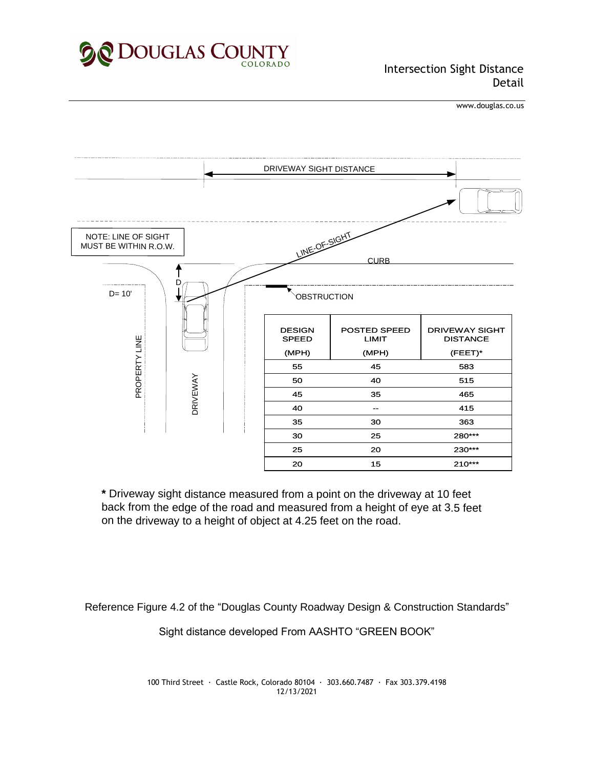# Intersection Sight Distance Detail

www.douglas.co.us

DRIVEWAY SIGHT DISTANCE

NOTE: LINE OF SIGHT MUST BE WITHIN R.O.W.

LINE-OF-SIGHT

CURB

D

D= 10'

OBSTRUCTION

PROPERTY LINE

DRIVEWAY

| DESIGN SPEED (MPH) | POSTED SPEED LIMIT (MPH) | DRIVEWAY SIGHT DISTANCE (FEET)* |
|---|---|---|
| 55 | 45 | 583 |
| 50 | 40 | 515 |
| 45 | 35 | 465 |
| 40 | -- | 415 |
| 35 | 30 | 363 |
| 30 | 25 | 280*** |
| 25 | 20 | 230*** |
| 20 | 15 | 210*** |

**\*** Driveway sight distance measured from a point on the driveway at 10 feet back from the edge of the road and measured from a height of eye at 3.5 feet on the driveway to a height of object at 4.25 feet on the road.

Reference Figure 4.2 of the "Douglas County Roadway Design & Construction Standards"

Sight distance developed From AASHTO "GREEN BOOK"

100 Third Street · Castle Rock, Colorado 80104 · 303.660.7487 · Fax 303.379.4198
12/13/2021